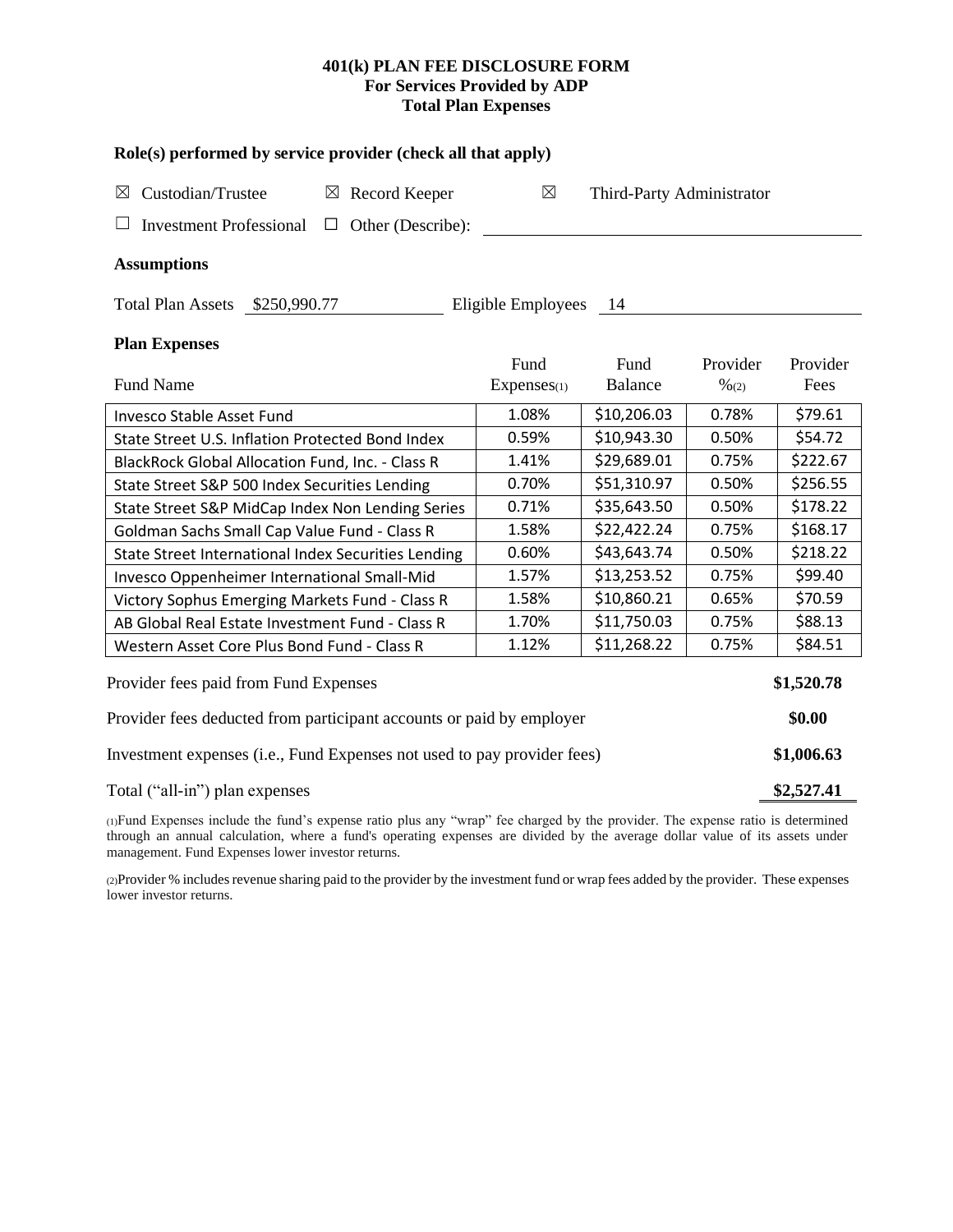# 401(k) PLAN FEE DISCLOSURE FORM
## For Services Provided by ADP
## Total Plan Expenses

**Role(s) performed by service provider (check all that apply)**

☒ Custodian/Trustee ☒ Record Keeper ☒ Third-Party Administrator

☐ Investment Professional ☐ Other (Describe): ____________

**Assumptions**

Total Plan Assets $250,990.77 Eligible Employees 14

**Plan Expenses**

| Fund Name | Fund Expenses(1) | Fund Balance | Provider %(2) | Provider Fees |
|---|---|---|---|---|
| Invesco Stable Asset Fund | 1.08% | $10,206.03 | 0.78% | $79.61 |
| State Street U.S. Inflation Protected Bond Index | 0.59% | $10,943.30 | 0.50% | $54.72 |
| BlackRock Global Allocation Fund, Inc. - Class R | 1.41% | $29,689.01 | 0.75% | $222.67 |
| State Street S&P 500 Index Securities Lending | 0.70% | $51,310.97 | 0.50% | $256.55 |
| State Street S&P MidCap Index Non Lending Series | 0.71% | $35,643.50 | 0.50% | $178.22 |
| Goldman Sachs Small Cap Value Fund - Class R | 1.58% | $22,422.24 | 0.75% | $168.17 |
| State Street International Index Securities Lending | 0.60% | $43,643.74 | 0.50% | $218.22 |
| Invesco Oppenheimer International Small-Mid | 1.57% | $13,253.52 | 0.75% | $99.40 |
| Victory Sophus Emerging Markets Fund - Class R | 1.58% | $10,860.21 | 0.65% | $70.59 |
| AB Global Real Estate Investment Fund - Class R | 1.70% | $11,750.03 | 0.75% | $88.13 |
| Western Asset Core Plus Bond Fund - Class R | 1.12% | $11,268.22 | 0.75% | $84.51 |

| | |
|---|---|
| Provider fees paid from Fund Expenses | **$1,520.78** |
| Provider fees deducted from participant accounts or paid by employer | **$0.00** |
| Investment expenses (i.e., Fund Expenses not used to pay provider fees) | **$1,006.63** |
| Total ("all-in") plan expenses | **$2,527.41** |

(1)Fund Expenses include the fund's expense ratio plus any "wrap" fee charged by the provider. The expense ratio is determined through an annual calculation, where a fund's operating expenses are divided by the average dollar value of its assets under management. Fund Expenses lower investor returns.

(2)Provider % includes revenue sharing paid to the provider by the investment fund or wrap fees added by the provider. These expenses lower investor returns.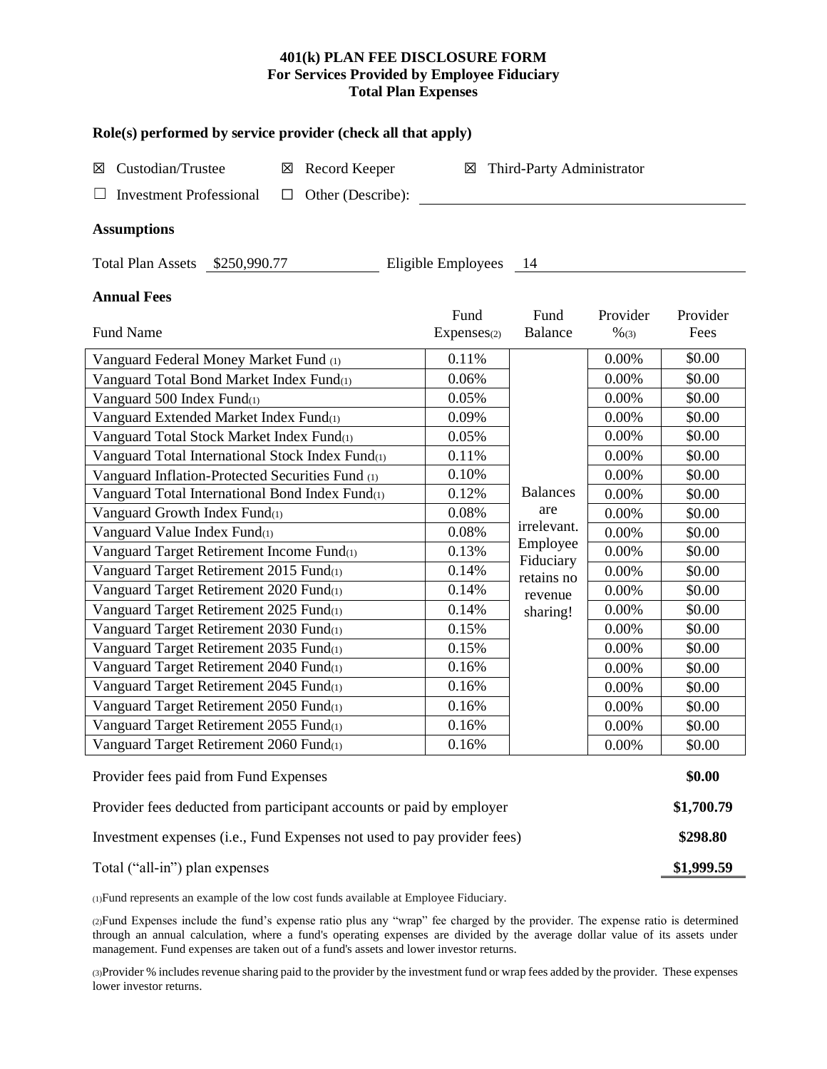**401(k) PLAN FEE DISCLOSURE FORM**
**For Services Provided by Employee Fiduciary**
**Total Plan Expenses**

**Role(s) performed by service provider (check all that apply)**

☒ Custodian/Trustee ☒ Record Keeper ☒ Third-Party Administrator

☐ Investment Professional ☐ Other (Describe): ____________________

**Assumptions**

Total Plan Assets $250,990.77 Eligible Employees 14

**Annual Fees**

| Fund Name | Fund Expenses(2) | Fund Balance | Provider %(3) | Provider Fees |
|---|---|---|---|---|
| Vanguard Federal Money Market Fund (1) | 0.11% | Balances are irrelevant. Employee Fiduciary retains no revenue sharing! | 0.00% | $0.00 |
| Vanguard Total Bond Market Index Fund(1) | 0.06% | | 0.00% | $0.00 |
| Vanguard 500 Index Fund(1) | 0.05% | | 0.00% | $0.00 |
| Vanguard Extended Market Index Fund(1) | 0.09% | | 0.00% | $0.00 |
| Vanguard Total Stock Market Index Fund(1) | 0.05% | | 0.00% | $0.00 |
| Vanguard Total International Stock Index Fund(1) | 0.11% | | 0.00% | $0.00 |
| Vanguard Inflation-Protected Securities Fund (1) | 0.10% | | 0.00% | $0.00 |
| Vanguard Total International Bond Index Fund(1) | 0.12% | | 0.00% | $0.00 |
| Vanguard Growth Index Fund(1) | 0.08% | | 0.00% | $0.00 |
| Vanguard Value Index Fund(1) | 0.08% | | 0.00% | $0.00 |
| Vanguard Target Retirement Income Fund(1) | 0.13% | | 0.00% | $0.00 |
| Vanguard Target Retirement 2015 Fund(1) | 0.14% | | 0.00% | $0.00 |
| Vanguard Target Retirement 2020 Fund(1) | 0.14% | | 0.00% | $0.00 |
| Vanguard Target Retirement 2025 Fund(1) | 0.14% | | 0.00% | $0.00 |
| Vanguard Target Retirement 2030 Fund(1) | 0.15% | | 0.00% | $0.00 |
| Vanguard Target Retirement 2035 Fund(1) | 0.15% | | 0.00% | $0.00 |
| Vanguard Target Retirement 2040 Fund(1) | 0.16% | | 0.00% | $0.00 |
| Vanguard Target Retirement 2045 Fund(1) | 0.16% | | 0.00% | $0.00 |
| Vanguard Target Retirement 2050 Fund(1) | 0.16% | | 0.00% | $0.00 |
| Vanguard Target Retirement 2055 Fund(1) | 0.16% | | 0.00% | $0.00 |
| Vanguard Target Retirement 2060 Fund(1) | 0.16% | | 0.00% | $0.00 |

| | |
|---|---|
| Provider fees paid from Fund Expenses | **$0.00** |
| Provider fees deducted from participant accounts or paid by employer | **$1,700.79** |
| Investment expenses (i.e., Fund Expenses not used to pay provider fees) | **$298.80** |
| Total ("all-in") plan expenses | **$1,999.59** |

(1)Fund represents an example of the low cost funds available at Employee Fiduciary.

(2)Fund Expenses include the fund's expense ratio plus any "wrap" fee charged by the provider. The expense ratio is determined through an annual calculation, where a fund's operating expenses are divided by the average dollar value of its assets under management. Fund expenses are taken out of a fund's assets and lower investor returns.

(3)Provider % includes revenue sharing paid to the provider by the investment fund or wrap fees added by the provider. These expenses lower investor returns.